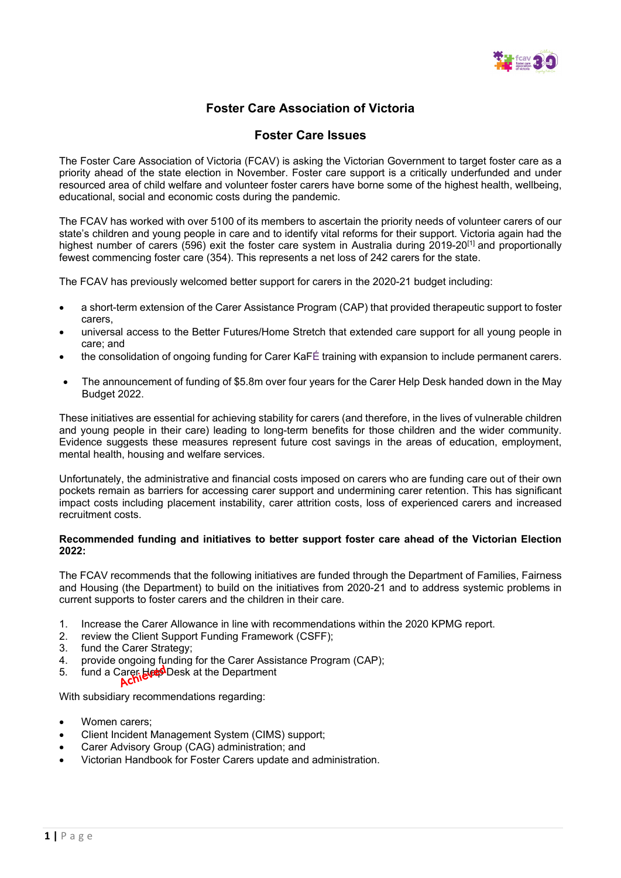# Foster Care Association of Victoria

## Foster Care Issues

The Foster Care Association of Victoria (FCAV) is asking the Victorian Government to target foster care as a priority ahead of the state election in November. Foster care support is a critically underfunded and under resourced area of child welfare and volunteer foster carers have borne some of the highest health, wellbeing, educational, social and economic costs during the pandemic.

The FCAV has worked with over 5100 of its members to ascertain the priority needs of volunteer carers of our state's children and young people in care and to identify vital reforms for their support. Victoria again had the highest number of carers (596) exit the foster care system in Australia during 2019-20[1] and proportionally fewest commencing foster care (354). This represents a net loss of 242 carers for the state.

The FCAV has previously welcomed better support for carers in the 2020-21 budget including:

- a short-term extension of the Carer Assistance Program (CAP) that provided therapeutic support to foster carers,
- universal access to the Better Futures/Home Stretch that extended care support for all young people in care; and
- the consolidation of ongoing funding for Carer KaFÉ training with expansion to include permanent carers.
- The announcement of funding of $5.8m over four years for the Carer Help Desk handed down in the May Budget 2022.

These initiatives are essential for achieving stability for carers (and therefore, in the lives of vulnerable children and young people in their care) leading to long-term benefits for those children and the wider community. Evidence suggests these measures represent future cost savings in the areas of education, employment, mental health, housing and welfare services.

Unfortunately, the administrative and financial costs imposed on carers who are funding care out of their own pockets remain as barriers for accessing carer support and undermining carer retention. This has significant impact costs including placement instability, carer attrition costs, loss of experienced carers and increased recruitment costs.

**Recommended funding and initiatives to better support foster care ahead of the Victorian Election 2022:**

The FCAV recommends that the following initiatives are funded through the Department of Families, Fairness and Housing (the Department) to build on the initiatives from 2020-21 and to address systemic problems in current supports to foster carers and the children in their care.

1. Increase the Carer Allowance in line with recommendations within the 2020 KPMG report.
2. review the Client Support Funding Framework (CSFF);
3. fund the Carer Strategy;
4. provide ongoing funding for the Carer Assistance Program (CAP);
5. fund a Carer Help Desk at the Department Achieved

With subsidiary recommendations regarding:

- Women carers;
- Client Incident Management System (CIMS) support;
- Carer Advisory Group (CAG) administration; and
- Victorian Handbook for Foster Carers update and administration.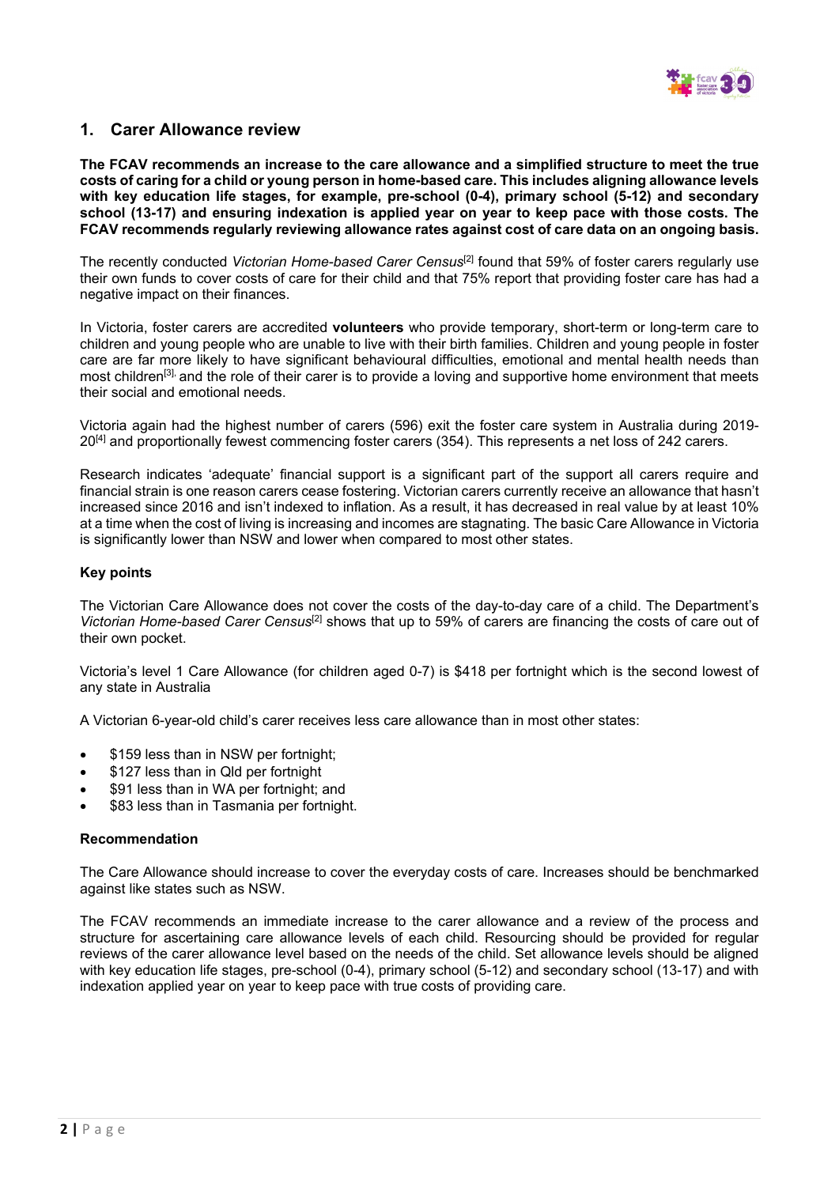## 1. Carer Allowance review

**The FCAV recommends an increase to the care allowance and a simplified structure to meet the true costs of caring for a child or young person in home-based care. This includes aligning allowance levels with key education life stages, for example, pre-school (0-4), primary school (5-12) and secondary school (13-17) and ensuring indexation is applied year on year to keep pace with those costs. The FCAV recommends regularly reviewing allowance rates against cost of care data on an ongoing basis.**

The recently conducted *Victorian Home-based Carer Census*[2] found that 59% of foster carers regularly use their own funds to cover costs of care for their child and that 75% report that providing foster care has had a negative impact on their finances.

In Victoria, foster carers are accredited **volunteers** who provide temporary, short-term or long-term care to children and young people who are unable to live with their birth families. Children and young people in foster care are far more likely to have significant behavioural difficulties, emotional and mental health needs than most children[3] and the role of their carer is to provide a loving and supportive home environment that meets their social and emotional needs.

Victoria again had the highest number of carers (596) exit the foster care system in Australia during 2019-20[4] and proportionally fewest commencing foster carers (354). This represents a net loss of 242 carers.

Research indicates 'adequate' financial support is a significant part of the support all carers require and financial strain is one reason carers cease fostering. Victorian carers currently receive an allowance that hasn't increased since 2016 and isn't indexed to inflation. As a result, it has decreased in real value by at least 10% at a time when the cost of living is increasing and incomes are stagnating. The basic Care Allowance in Victoria is significantly lower than NSW and lower when compared to most other states.

### Key points

The Victorian Care Allowance does not cover the costs of the day-to-day care of a child. The Department's *Victorian Home-based Carer Census*[2] shows that up to 59% of carers are financing the costs of care out of their own pocket.

Victoria's level 1 Care Allowance (for children aged 0-7) is $418 per fortnight which is the second lowest of any state in Australia

A Victorian 6-year-old child's carer receives less care allowance than in most other states:

- $159 less than in NSW per fortnight;
- $127 less than in Qld per fortnight
- $91 less than in WA per fortnight; and
- $83 less than in Tasmania per fortnight.

### Recommendation

The Care Allowance should increase to cover the everyday costs of care. Increases should be benchmarked against like states such as NSW.

The FCAV recommends an immediate increase to the carer allowance and a review of the process and structure for ascertaining care allowance levels of each child. Resourcing should be provided for regular reviews of the carer allowance level based on the needs of the child. Set allowance levels should be aligned with key education life stages, pre-school (0-4), primary school (5-12) and secondary school (13-17) and with indexation applied year on year to keep pace with true costs of providing care.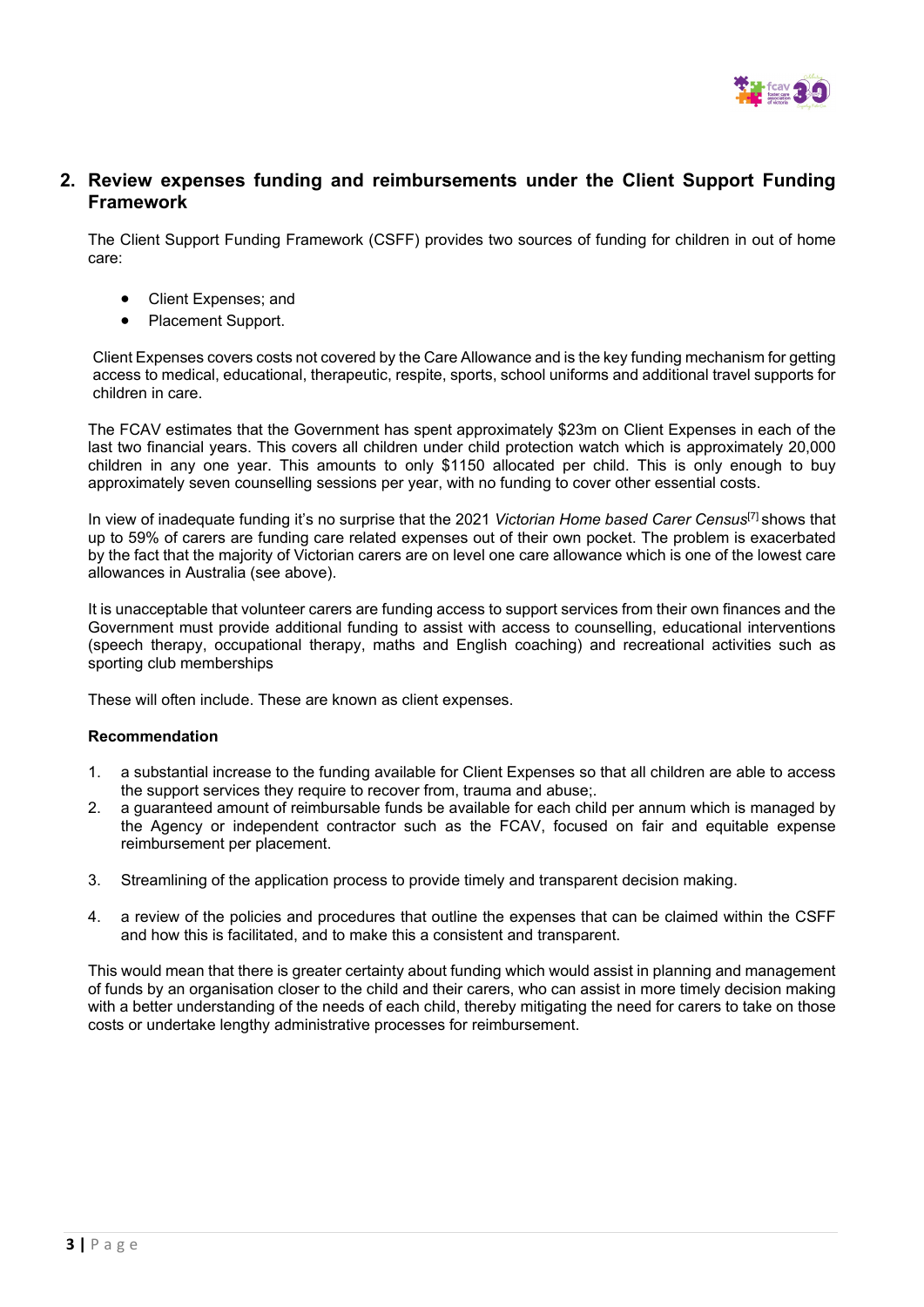## 2. Review expenses funding and reimbursements under the Client Support Funding Framework

The Client Support Funding Framework (CSFF) provides two sources of funding for children in out of home care:

- Client Expenses; and
- Placement Support.

Client Expenses covers costs not covered by the Care Allowance and is the key funding mechanism for getting access to medical, educational, therapeutic, respite, sports, school uniforms and additional travel supports for children in care.

The FCAV estimates that the Government has spent approximately $23m on Client Expenses in each of the last two financial years. This covers all children under child protection watch which is approximately 20,000 children in any one year. This amounts to only $1150 allocated per child. This is only enough to buy approximately seven counselling sessions per year, with no funding to cover other essential costs.

In view of inadequate funding it's no surprise that the 2021 *Victorian Home based Carer Census*[7] shows that up to 59% of carers are funding care related expenses out of their own pocket. The problem is exacerbated by the fact that the majority of Victorian carers are on level one care allowance which is one of the lowest care allowances in Australia (see above).

It is unacceptable that volunteer carers are funding access to support services from their own finances and the Government must provide additional funding to assist with access to counselling, educational interventions (speech therapy, occupational therapy, maths and English coaching) and recreational activities such as sporting club memberships

These will often include. These are known as client expenses.

**Recommendation**

1. a substantial increase to the funding available for Client Expenses so that all children are able to access the support services they require to recover from, trauma and abuse;.
2. a guaranteed amount of reimbursable funds be available for each child per annum which is managed by the Agency or independent contractor such as the FCAV, focused on fair and equitable expense reimbursement per placement.
3. Streamlining of the application process to provide timely and transparent decision making.
4. a review of the policies and procedures that outline the expenses that can be claimed within the CSFF and how this is facilitated, and to make this a consistent and transparent.

This would mean that there is greater certainty about funding which would assist in planning and management of funds by an organisation closer to the child and their carers, who can assist in more timely decision making with a better understanding of the needs of each child, thereby mitigating the need for carers to take on those costs or undertake lengthy administrative processes for reimbursement.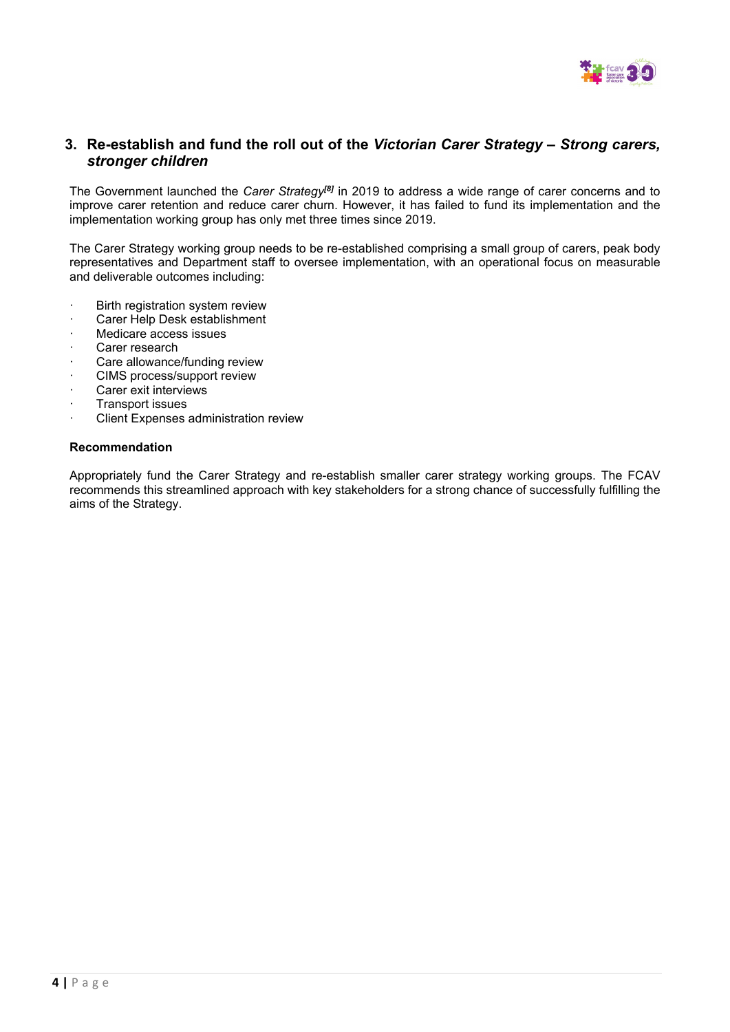## 3. Re-establish and fund the roll out of the *Victorian Carer Strategy – Strong carers, stronger children*

The Government launched the *Carer Strategy*[8] in 2019 to address a wide range of carer concerns and to improve carer retention and reduce carer churn. However, it has failed to fund its implementation and the implementation working group has only met three times since 2019.

The Carer Strategy working group needs to be re-established comprising a small group of carers, peak body representatives and Department staff to oversee implementation, with an operational focus on measurable and deliverable outcomes including:

- Birth registration system review
- Carer Help Desk establishment
- Medicare access issues
- Carer research
- Care allowance/funding review
- CIMS process/support review
- Carer exit interviews
- Transport issues
- Client Expenses administration review

**Recommendation**

Appropriately fund the Carer Strategy and re-establish smaller carer strategy working groups. The FCAV recommends this streamlined approach with key stakeholders for a strong chance of successfully fulfilling the aims of the Strategy.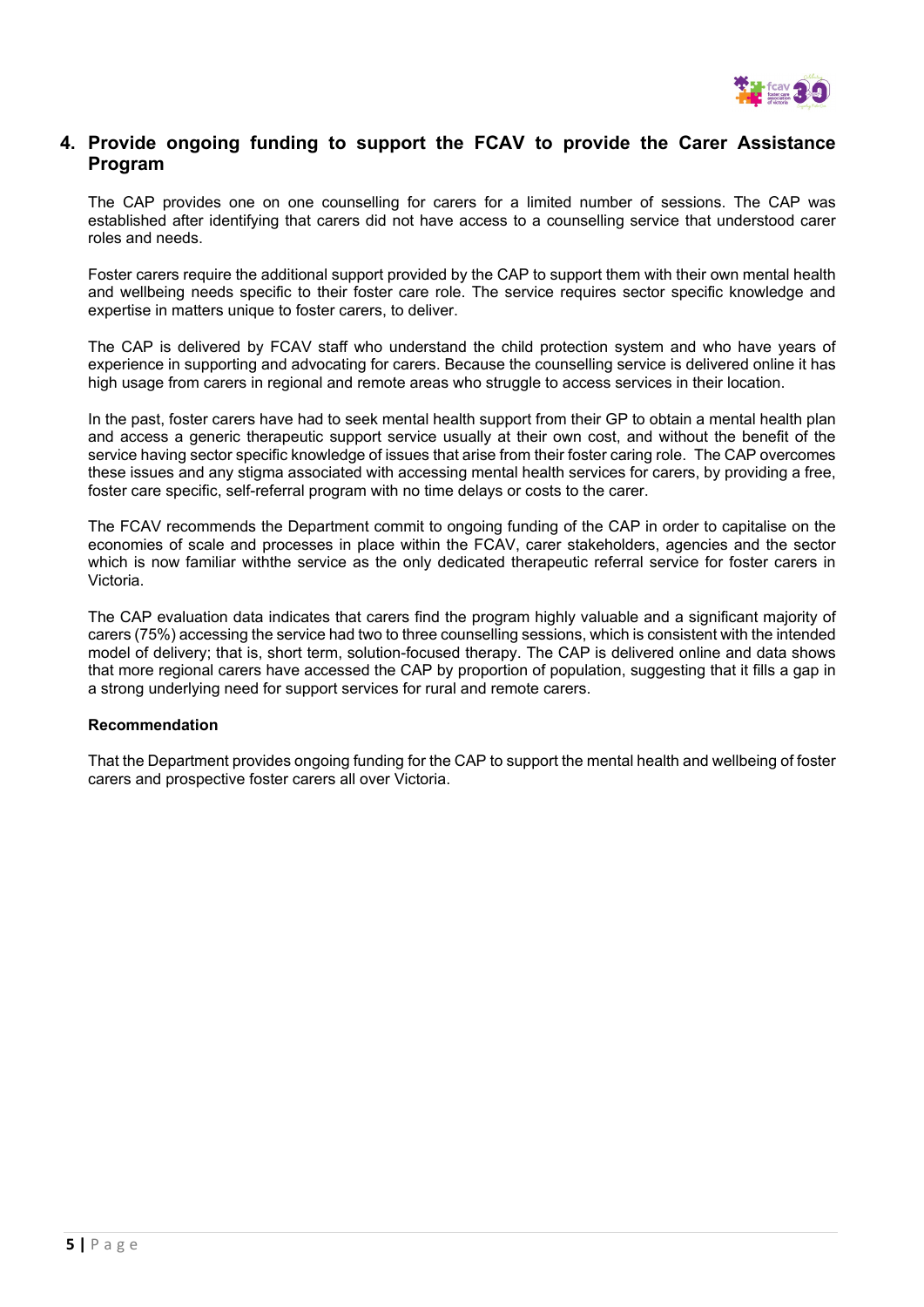## 4. Provide ongoing funding to support the FCAV to provide the Carer Assistance Program

The CAP provides one on one counselling for carers for a limited number of sessions. The CAP was established after identifying that carers did not have access to a counselling service that understood carer roles and needs.

Foster carers require the additional support provided by the CAP to support them with their own mental health and wellbeing needs specific to their foster care role. The service requires sector specific knowledge and expertise in matters unique to foster carers, to deliver.

The CAP is delivered by FCAV staff who understand the child protection system and who have years of experience in supporting and advocating for carers. Because the counselling service is delivered online it has high usage from carers in regional and remote areas who struggle to access services in their location.

In the past, foster carers have had to seek mental health support from their GP to obtain a mental health plan and access a generic therapeutic support service usually at their own cost, and without the benefit of the service having sector specific knowledge of issues that arise from their foster caring role. The CAP overcomes these issues and any stigma associated with accessing mental health services for carers, by providing a free, foster care specific, self-referral program with no time delays or costs to the carer.

The FCAV recommends the Department commit to ongoing funding of the CAP in order to capitalise on the economies of scale and processes in place within the FCAV, carer stakeholders, agencies and the sector which is now familiar withthe service as the only dedicated therapeutic referral service for foster carers in Victoria.

The CAP evaluation data indicates that carers find the program highly valuable and a significant majority of carers (75%) accessing the service had two to three counselling sessions, which is consistent with the intended model of delivery; that is, short term, solution-focused therapy. The CAP is delivered online and data shows that more regional carers have accessed the CAP by proportion of population, suggesting that it fills a gap in a strong underlying need for support services for rural and remote carers.

**Recommendation**

That the Department provides ongoing funding for the CAP to support the mental health and wellbeing of foster carers and prospective foster carers all over Victoria.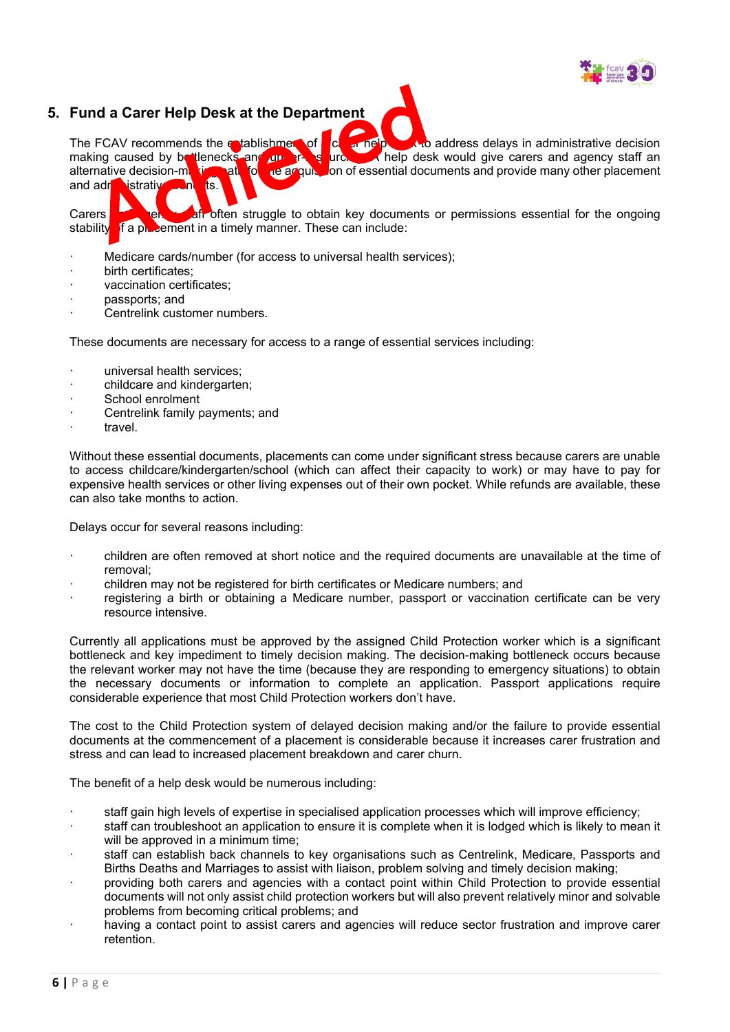## 5. Fund a Carer Help Desk at the Department

Achieved

The FCAV recommends the establishment of a carer help desk to address delays in administrative decision making caused by bottlenecks and under-resourcing. A help desk would give carers and agency staff an alternative decision-making path for the acquisition of essential documents and provide many other placement and administrative supports.

Carers and agency staff often struggle to obtain key documents or permissions essential for the ongoing stability of a placement in a timely manner. These can include:

- Medicare cards/number (for access to universal health services);
- birth certificates;
- vaccination certificates;
- passports; and
- Centrelink customer numbers.

These documents are necessary for access to a range of essential services including:

- universal health services;
- childcare and kindergarten;
- School enrolment
- Centrelink family payments; and
- travel.

Without these essential documents, placements can come under significant stress because carers are unable to access childcare/kindergarten/school (which can affect their capacity to work) or may have to pay for expensive health services or other living expenses out of their own pocket. While refunds are available, these can also take months to action.

Delays occur for several reasons including:

- children are often removed at short notice and the required documents are unavailable at the time of removal;
- children may not be registered for birth certificates or Medicare numbers; and
- registering a birth or obtaining a Medicare number, passport or vaccination certificate can be very resource intensive.

Currently all applications must be approved by the assigned Child Protection worker which is a significant bottleneck and key impediment to timely decision making. The decision-making bottleneck occurs because the relevant worker may not have the time (because they are responding to emergency situations) to obtain the necessary documents or information to complete an application. Passport applications require considerable experience that most Child Protection workers don't have.

The cost to the Child Protection system of delayed decision making and/or the failure to provide essential documents at the commencement of a placement is considerable because it increases carer frustration and stress and can lead to increased placement breakdown and carer churn.

The benefit of a help desk would be numerous including:

- staff gain high levels of expertise in specialised application processes which will improve efficiency;
- staff can troubleshoot an application to ensure it is complete when it is lodged which is likely to mean it will be approved in a minimum time;
- staff can establish back channels to key organisations such as Centrelink, Medicare, Passports and Births Deaths and Marriages to assist with liaison, problem solving and timely decision making;
- providing both carers and agencies with a contact point within Child Protection to provide essential documents will not only assist child protection workers but will also prevent relatively minor and solvable problems from becoming critical problems; and
- having a contact point to assist carers and agencies will reduce sector frustration and improve carer retention.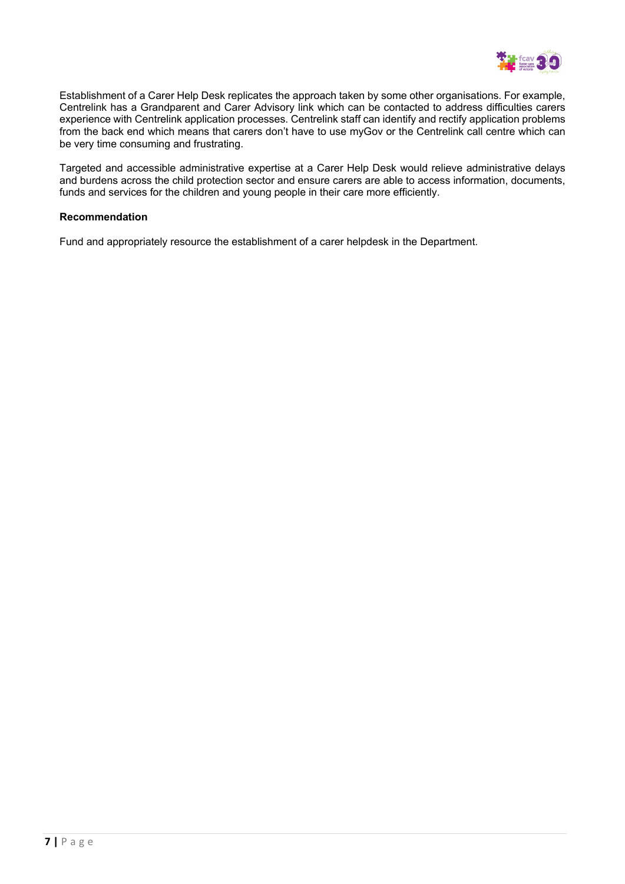Establishment of a Carer Help Desk replicates the approach taken by some other organisations. For example, Centrelink has a Grandparent and Carer Advisory link which can be contacted to address difficulties carers experience with Centrelink application processes. Centrelink staff can identify and rectify application problems from the back end which means that carers don't have to use myGov or the Centrelink call centre which can be very time consuming and frustrating.

Targeted and accessible administrative expertise at a Carer Help Desk would relieve administrative delays and burdens across the child protection sector and ensure carers are able to access information, documents, funds and services for the children and young people in their care more efficiently.

**Recommendation**

Fund and appropriately resource the establishment of a carer helpdesk in the Department.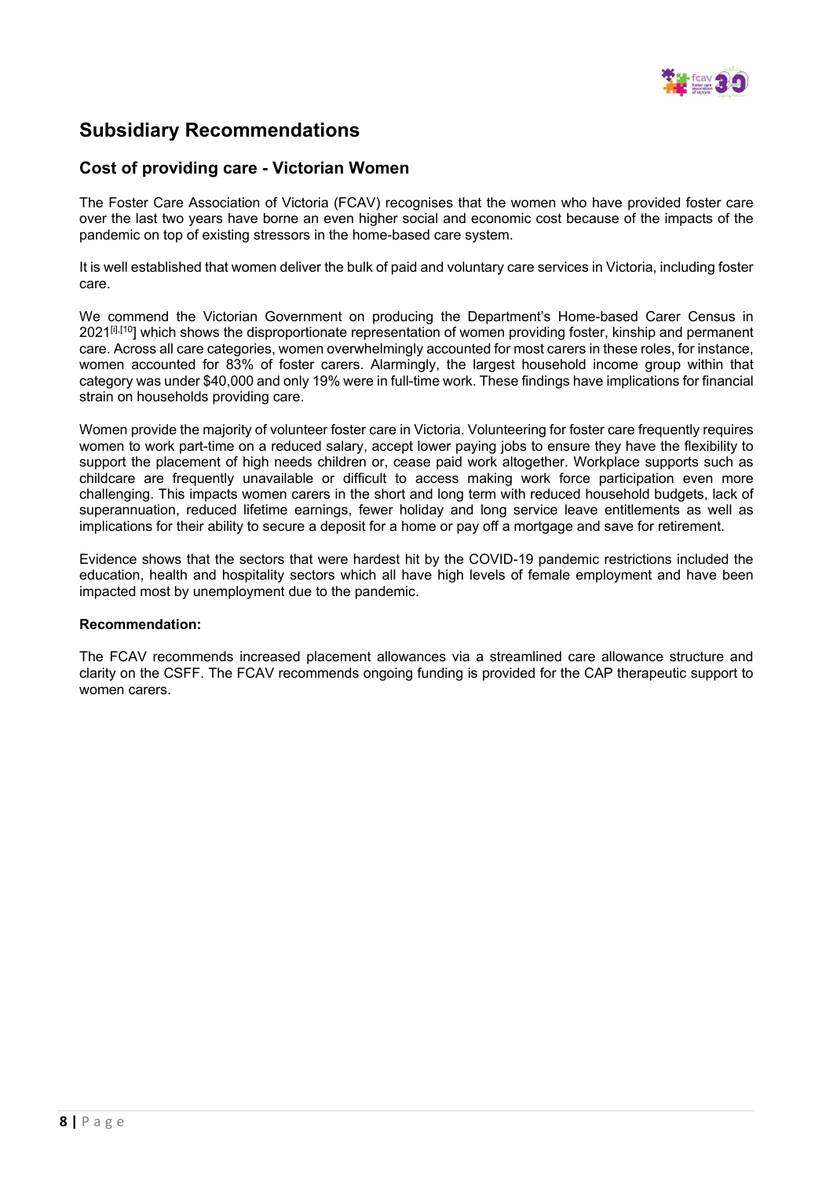## Subsidiary Recommendations

### Cost of providing care - Victorian Women

The Foster Care Association of Victoria (FCAV) recognises that the women who have provided foster care over the last two years have borne an even higher social and economic cost because of the impacts of the pandemic on top of existing stressors in the home-based care system.

It is well established that women deliver the bulk of paid and voluntary care services in Victoria, including foster care.

We commend the Victorian Government on producing the Department's Home-based Carer Census in 2021[i],[10] which shows the disproportionate representation of women providing foster, kinship and permanent care. Across all care categories, women overwhelmingly accounted for most carers in these roles, for instance, women accounted for 83% of foster carers. Alarmingly, the largest household income group within that category was under $40,000 and only 19% were in full-time work. These findings have implications for financial strain on households providing care.

Women provide the majority of volunteer foster care in Victoria. Volunteering for foster care frequently requires women to work part-time on a reduced salary, accept lower paying jobs to ensure they have the flexibility to support the placement of high needs children or, cease paid work altogether. Workplace supports such as childcare are frequently unavailable or difficult to access making work force participation even more challenging. This impacts women carers in the short and long term with reduced household budgets, lack of superannuation, reduced lifetime earnings, fewer holiday and long service leave entitlements as well as implications for their ability to secure a deposit for a home or pay off a mortgage and save for retirement.

Evidence shows that the sectors that were hardest hit by the COVID-19 pandemic restrictions included the education, health and hospitality sectors which all have high levels of female employment and have been impacted most by unemployment due to the pandemic.

**Recommendation:**

The FCAV recommends increased placement allowances via a streamlined care allowance structure and clarity on the CSFF. The FCAV recommends ongoing funding is provided for the CAP therapeutic support to women carers.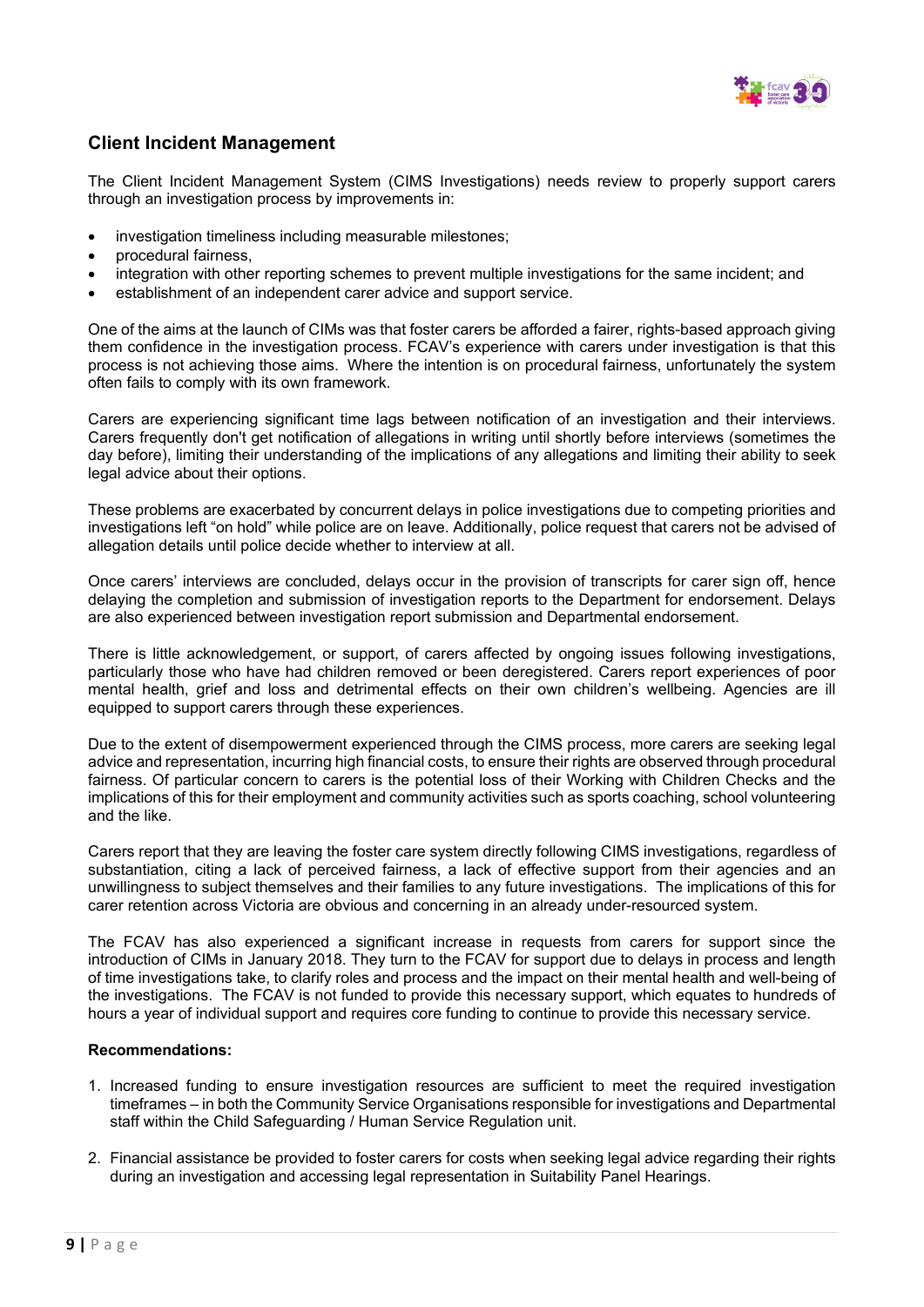## Client Incident Management

The Client Incident Management System (CIMS Investigations) needs review to properly support carers through an investigation process by improvements in:

- investigation timeliness including measurable milestones;
- procedural fairness,
- integration with other reporting schemes to prevent multiple investigations for the same incident; and
- establishment of an independent carer advice and support service.

One of the aims at the launch of CIMs was that foster carers be afforded a fairer, rights-based approach giving them confidence in the investigation process. FCAV's experience with carers under investigation is that this process is not achieving those aims. Where the intention is on procedural fairness, unfortunately the system often fails to comply with its own framework.

Carers are experiencing significant time lags between notification of an investigation and their interviews. Carers frequently don't get notification of allegations in writing until shortly before interviews (sometimes the day before), limiting their understanding of the implications of any allegations and limiting their ability to seek legal advice about their options.

These problems are exacerbated by concurrent delays in police investigations due to competing priorities and investigations left "on hold" while police are on leave. Additionally, police request that carers not be advised of allegation details until police decide whether to interview at all.

Once carers' interviews are concluded, delays occur in the provision of transcripts for carer sign off, hence delaying the completion and submission of investigation reports to the Department for endorsement. Delays are also experienced between investigation report submission and Departmental endorsement.

There is little acknowledgement, or support, of carers affected by ongoing issues following investigations, particularly those who have had children removed or been deregistered. Carers report experiences of poor mental health, grief and loss and detrimental effects on their own children's wellbeing. Agencies are ill equipped to support carers through these experiences.

Due to the extent of disempowerment experienced through the CIMS process, more carers are seeking legal advice and representation, incurring high financial costs, to ensure their rights are observed through procedural fairness. Of particular concern to carers is the potential loss of their Working with Children Checks and the implications of this for their employment and community activities such as sports coaching, school volunteering and the like.

Carers report that they are leaving the foster care system directly following CIMS investigations, regardless of substantiation, citing a lack of perceived fairness, a lack of effective support from their agencies and an unwillingness to subject themselves and their families to any future investigations. The implications of this for carer retention across Victoria are obvious and concerning in an already under-resourced system.

The FCAV has also experienced a significant increase in requests from carers for support since the introduction of CIMs in January 2018. They turn to the FCAV for support due to delays in process and length of time investigations take, to clarify roles and process and the impact on their mental health and well-being of the investigations. The FCAV is not funded to provide this necessary support, which equates to hundreds of hours a year of individual support and requires core funding to continue to provide this necessary service.

**Recommendations:**

1. Increased funding to ensure investigation resources are sufficient to meet the required investigation timeframes – in both the Community Service Organisations responsible for investigations and Departmental staff within the Child Safeguarding / Human Service Regulation unit.
2. Financial assistance be provided to foster carers for costs when seeking legal advice regarding their rights during an investigation and accessing legal representation in Suitability Panel Hearings.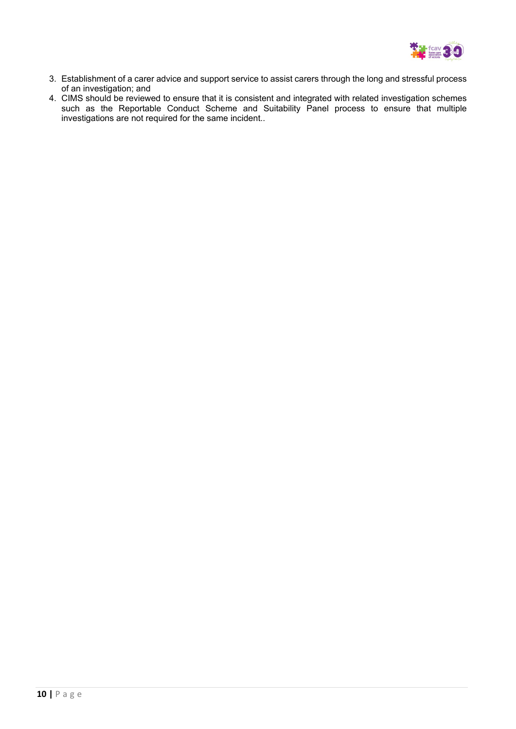3. Establishment of a carer advice and support service to assist carers through the long and stressful process of an investigation; and
4. CIMS should be reviewed to ensure that it is consistent and integrated with related investigation schemes such as the Reportable Conduct Scheme and Suitability Panel process to ensure that multiple investigations are not required for the same incident..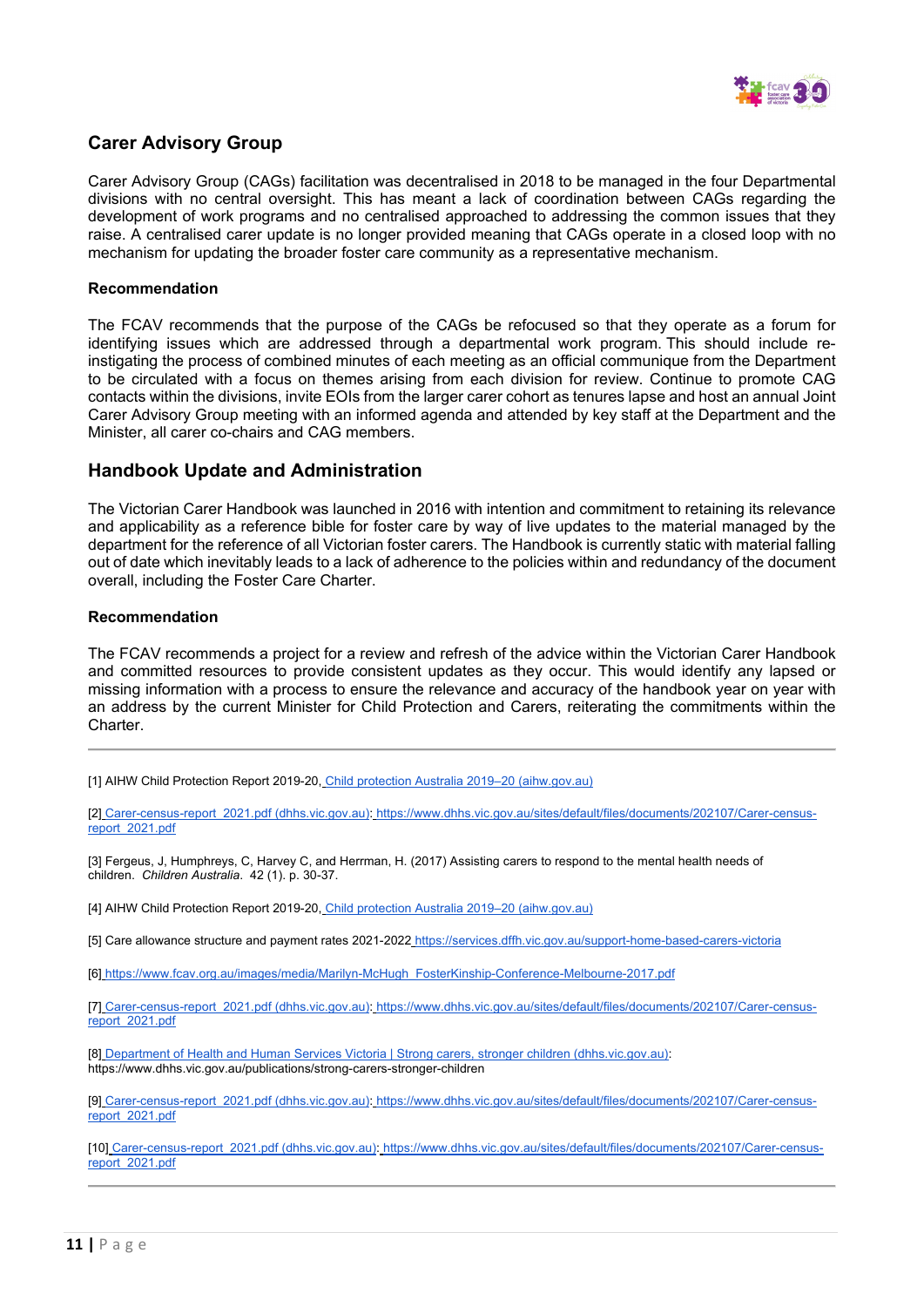## Carer Advisory Group

Carer Advisory Group (CAGs) facilitation was decentralised in 2018 to be managed in the four Departmental divisions with no central oversight. This has meant a lack of coordination between CAGs regarding the development of work programs and no centralised approached to addressing the common issues that they raise. A centralised carer update is no longer provided meaning that CAGs operate in a closed loop with no mechanism for updating the broader foster care community as a representative mechanism.

**Recommendation**

The FCAV recommends that the purpose of the CAGs be refocused so that they operate as a forum for identifying issues which are addressed through a departmental work program. This should include re-instigating the process of combined minutes of each meeting as an official communique from the Department to be circulated with a focus on themes arising from each division for review. Continue to promote CAG contacts within the divisions, invite EOIs from the larger carer cohort as tenures lapse and host an annual Joint Carer Advisory Group meeting with an informed agenda and attended by key staff at the Department and the Minister, all carer co-chairs and CAG members.

## Handbook Update and Administration

The Victorian Carer Handbook was launched in 2016 with intention and commitment to retaining its relevance and applicability as a reference bible for foster care by way of live updates to the material managed by the department for the reference of all Victorian foster carers. The Handbook is currently static with material falling out of date which inevitably leads to a lack of adherence to the policies within and redundancy of the document overall, including the Foster Care Charter.

**Recommendation**

The FCAV recommends a project for a review and refresh of the advice within the Victorian Carer Handbook and committed resources to provide consistent updates as they occur. This would identify any lapsed or missing information with a process to ensure the relevance and accuracy of the handbook year on year with an address by the current Minister for Child Protection and Carers, reiterating the commitments within the Charter.

---

[1] AIHW Child Protection Report 2019-20, Child protection Australia 2019–20 (aihw.gov.au)

[2] Carer-census-report_2021.pdf (dhhs.vic.gov.au): https://www.dhhs.vic.gov.au/sites/default/files/documents/202107/Carer-census-report_2021.pdf

[3] Fergeus, J, Humphreys, C, Harvey C, and Herrman, H. (2017) Assisting carers to respond to the mental health needs of children. *Children Australia*. 42 (1). p. 30-37.

[4] AIHW Child Protection Report 2019-20, Child protection Australia 2019–20 (aihw.gov.au)

[5] Care allowance structure and payment rates 2021-2022 https://services.dffh.vic.gov.au/support-home-based-carers-victoria

[6] https://www.fcav.org.au/images/media/Marilyn-McHugh_FosterKinship-Conference-Melbourne-2017.pdf

[7] Carer-census-report_2021.pdf (dhhs.vic.gov.au): https://www.dhhs.vic.gov.au/sites/default/files/documents/202107/Carer-census-report_2021.pdf

[8] Department of Health and Human Services Victoria | Strong carers, stronger children (dhhs.vic.gov.au): https://www.dhhs.vic.gov.au/publications/strong-carers-stronger-children

[9] Carer-census-report_2021.pdf (dhhs.vic.gov.au): https://www.dhhs.vic.gov.au/sites/default/files/documents/202107/Carer-census-report_2021.pdf

[10] Carer-census-report_2021.pdf (dhhs.vic.gov.au): https://www.dhhs.vic.gov.au/sites/default/files/documents/202107/Carer-census-report_2021.pdf